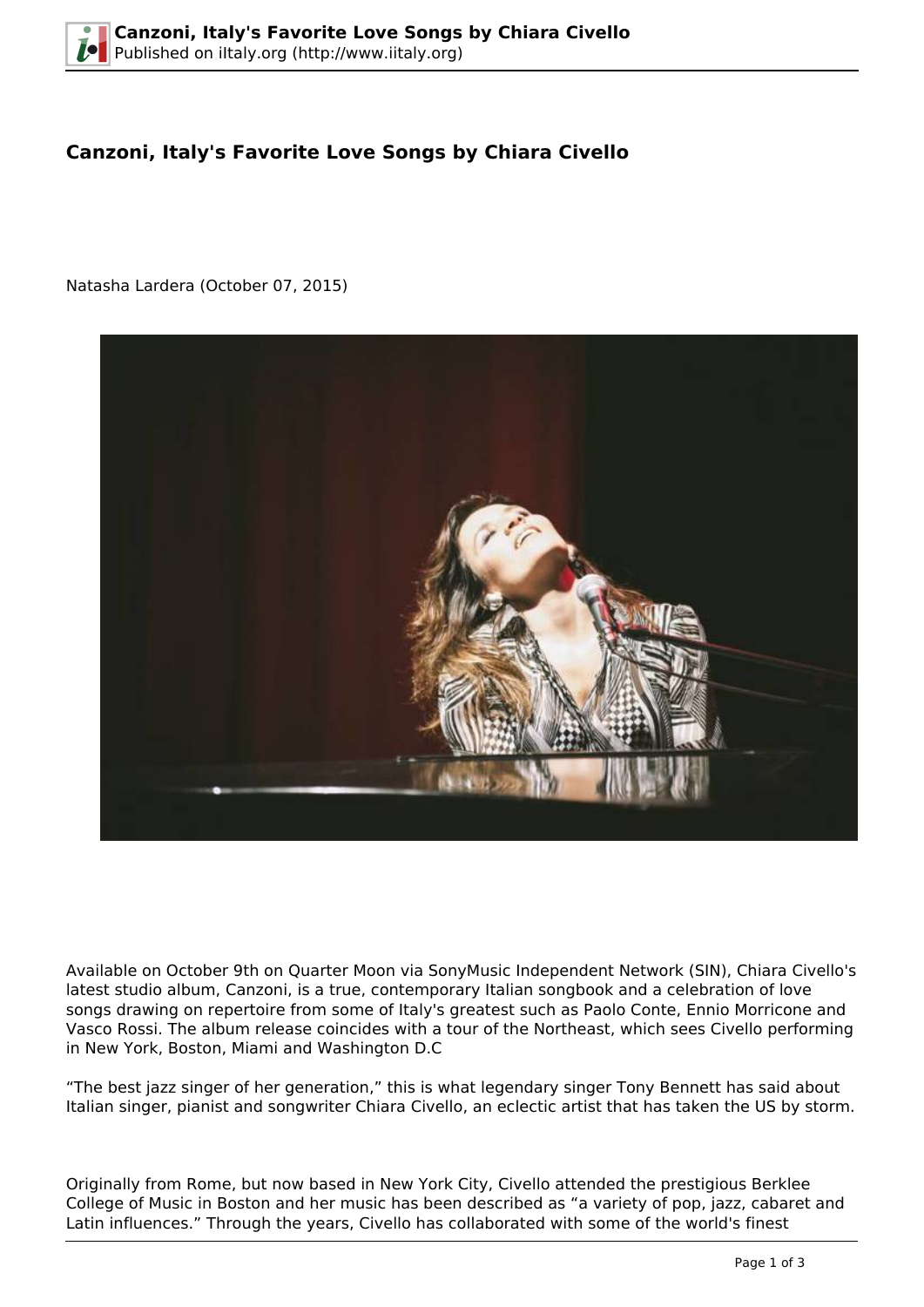# Canzoni, Italy's Favorite Love Songs by Chiara Civello

Natasha Lardera (October 07, 2015)

Available on October 9th on Quarter Moon via SonyMusic Independent Network (SIN), Chiara Civello's latest studio album, Canzoni, is a true, contemporary Italian songbook and a celebration of love songs drawing on repertoire from some of Italy's greatest such as Paolo Conte, Ennio Morricone and Vasco Rossi. The album release coincides with a tour of the Northeast, which sees Civello performing in New York, Boston, Miami and Washington D.C

“The best jazz singer of her generation,” this is what legendary singer Tony Bennett has said about Italian singer, pianist and songwriter Chiara Civello, an eclectic artist that has taken the US by storm.

Originally from Rome, but now based in New York City, Civello attended the prestigious Berklee College of Music in Boston and her music has been described as “a variety of pop, jazz, cabaret and Latin influences.” Through the years, Civello has collaborated with some of the world's finest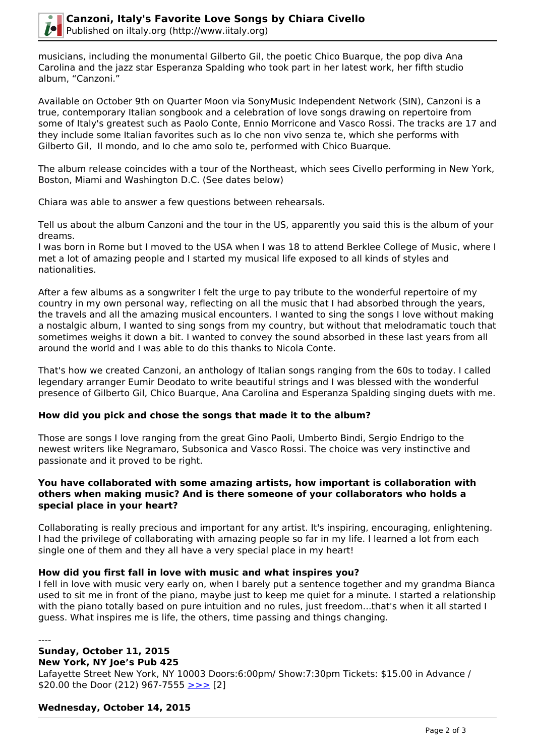musicians, including the monumental Gilberto Gil, the poetic Chico Buarque, the pop diva Ana Carolina and the jazz star Esperanza Spalding who took part in her latest work, her fifth studio album, "Canzoni."

Available on October 9th on Quarter Moon via SonyMusic Independent Network (SIN), Canzoni is a true, contemporary Italian songbook and a celebration of love songs drawing on repertoire from some of Italy's greatest such as Paolo Conte, Ennio Morricone and Vasco Rossi. The tracks are 17 and they include some Italian favorites such as Io che non vivo senza te, which she performs with Gilberto Gil, Il mondo, and Io che amo solo te, performed with Chico Buarque.

The album release coincides with a tour of the Northeast, which sees Civello performing in New York, Boston, Miami and Washington D.C. (See dates below)

Chiara was able to answer a few questions between rehearsals.

Tell us about the album Canzoni and the tour in the US, apparently you said this is the album of your dreams.
I was born in Rome but I moved to the USA when I was 18 to attend Berklee College of Music, where I met a lot of amazing people and I started my musical life exposed to all kinds of styles and nationalities.

After a few albums as a songwriter I felt the urge to pay tribute to the wonderful repertoire of my country in my own personal way, reflecting on all the music that I had absorbed through the years, the travels and all the amazing musical encounters. I wanted to sing the songs I love without making a nostalgic album, I wanted to sing songs from my country, but without that melodramatic touch that sometimes weighs it down a bit. I wanted to convey the sound absorbed in these last years from all around the world and I was able to do this thanks to Nicola Conte.

That's how we created Canzoni, an anthology of Italian songs ranging from the 60s to today. I called legendary arranger Eumir Deodato to write beautiful strings and I was blessed with the wonderful presence of Gilberto Gil, Chico Buarque, Ana Carolina and Esperanza Spalding singing duets with me.

**How did you pick and chose the songs that made it to the album?**

Those are songs I love ranging from the great Gino Paoli, Umberto Bindi, Sergio Endrigo to the newest writers like Negramaro, Subsonica and Vasco Rossi. The choice was very instinctive and passionate and it proved to be right.

**You have collaborated with some amazing artists, how important is collaboration with others when making music? And is there someone of your collaborators who holds a special place in your heart?**

Collaborating is really precious and important for any artist. It's inspiring, encouraging, enlightening. I had the privilege of collaborating with amazing people so far in my life. I learned a lot from each single one of them and they all have a very special place in my heart!

**How did you first fall in love with music and what inspires you?**
I fell in love with music very early on, when I barely put a sentence together and my grandma Bianca used to sit me in front of the piano, maybe just to keep me quiet for a minute. I started a relationship with the piano totally based on pure intuition and no rules, just freedom...that's when it all started I guess. What inspires me is life, the others, time passing and things changing.

----

**Sunday, October 11, 2015**
**New York, NY Joe's Pub 425**
Lafayette Street New York, NY 10003 Doors:6:00pm/ Show:7:30pm Tickets: $15.00 in Advance / $20.00 the Door (212) 967-7555 >>> [2]

**Wednesday, October 14, 2015**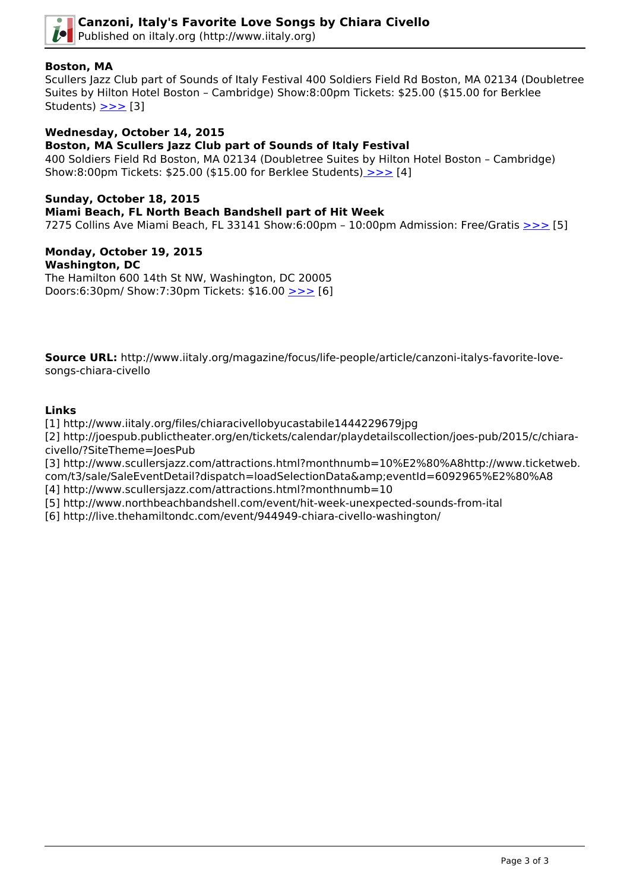**Boston, MA**
Scullers Jazz Club part of Sounds of Italy Festival 400 Soldiers Field Rd Boston, MA 02134 (Doubletree Suites by Hilton Hotel Boston – Cambridge) Show:8:00pm Tickets: $25.00 ($15.00 for Berklee Students) >>> [3]

**Wednesday, October 14, 2015**
**Boston, MA Scullers Jazz Club part of Sounds of Italy Festival**
400 Soldiers Field Rd Boston, MA 02134 (Doubletree Suites by Hilton Hotel Boston – Cambridge) Show:8:00pm Tickets: $25.00 ($15.00 for Berklee Students) >>> [4]

**Sunday, October 18, 2015**
**Miami Beach, FL North Beach Bandshell part of Hit Week**
7275 Collins Ave Miami Beach, FL 33141 Show:6:00pm – 10:00pm Admission: Free/Gratis >>> [5]

**Monday, October 19, 2015**
**Washington, DC**
The Hamilton 600 14th St NW, Washington, DC 20005
Doors:6:30pm/ Show:7:30pm Tickets: $16.00 >>> [6]

**Source URL:** http://www.iitaly.org/magazine/focus/life-people/article/canzoni-italys-favorite-love-songs-chiara-civello

**Links**
[1] http://www.iitaly.org/files/chiaracivellobyucastabile1444229679jpg
[2] http://joespub.publictheater.org/en/tickets/calendar/playdetailscollection/joes-pub/2015/c/chiara-civello/?SiteTheme=JoesPub
[3] http://www.scullersjazz.com/attractions.html?monthnumb=10%E2%80%A8http://www.ticketweb.com/t3/sale/SaleEventDetail?dispatch=loadSelectionData&amp;eventId=6092965%E2%80%A8
[4] http://www.scullersjazz.com/attractions.html?monthnumb=10
[5] http://www.northbeachbandshell.com/event/hit-week-unexpected-sounds-from-ital
[6] http://live.thehamiltondc.com/event/944949-chiara-civello-washington/